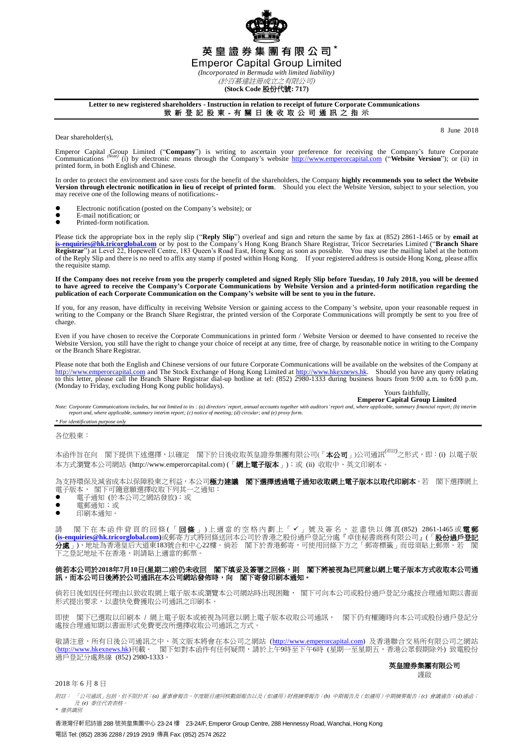# 英皇證券集團有限公司*

# Emperor Capital Group Limited

*(Incorporated in Bermuda with limited liability)*

*(於百慕達註冊成立之有限公司)*

**(Stock Code 股份代號: 717)**

**Letter to new registered shareholders - Instruction in relation to receipt of future Corporate Communications**

**致新登記股東 - 有關日後收取公司通訊之指示**

8 June 2018

Dear shareholder(s),

Emperor Capital Group Limited ("**Company**") is writing to ascertain your preference for receiving the Company's future Corporate Communications *(Note)* (i) by electronic means through the Company's website http://www.emperorcapital.com ("**Website Version**"); or (ii) in printed form, in both English and Chinese.

In order to protect the environment and save costs for the benefit of the shareholders, the Company **highly recommends you to select the Website Version through electronic notification in lieu of receipt of printed form**. Should you elect the Website Version, subject to your selection, you may receive one of the following means of notifications:-

- Electronic notification (posted on the Company's website); or
- E-mail notification; or
- Printed-form notification.

Please tick the appropriate box in the reply slip ("**Reply Slip**") overleaf and sign and return the same by fax at (852) 2861-1465 or by **email at is-enquiries@hk.tricorglobal.com** or by post to the Company's Hong Kong Branch Share Registrar, Tricor Secretaries Limited ("**Branch Share Registrar**") at Level 22, Hopewell Centre, 183 Queen's Road East, Hong Kong as soon as possible. You may use the mailing label at the bottom of the Reply Slip and there is no need to affix any stamp if posted within Hong Kong. If your registered address is outside Hong Kong, please affix the requisite stamp.

**If the Company does not receive from you the properly completed and signed Reply Slip before Tuesday, 10 July 2018, you will be deemed to have agreed to receive the Company's Corporate Communications by Website Version and a printed-form notification regarding the publication of each Corporate Communication on the Company's website will be sent to you in the future.**

If you, for any reason, have difficulty in receiving Website Version or gaining access to the Company's website, upon your reasonable request in writing to the Company or the Branch Share Registrar, the printed version of the Corporate Communications will promptly be sent to you free of charge.

Even if you have chosen to receive the Corporate Communications in printed form / Website Version or deemed to have consented to receive the Website Version, you still have the right to change your choice of receipt at any time, free of charge, by reasonable notice in writing to the Company or the Branch Share Registrar.

Please note that both the English and Chinese versions of our future Corporate Communications will be available on the websites of the Company at http://www.emperorcapital.com and The Stock Exchange of Hong Kong Limited at http://www.hkexnews.hk. Should you have any query relating to this letter, please call the Branch Share Registrar dial-up hotline at tel: (852) 2980-1333 during business hours from 9:00 a.m. to 6:00 p.m. (Monday to Friday, excluding Hong Kong public holidays).

Yours faithfully,
**Emperor Capital Group Limited**

*Note: Corporate Communications includes, but not limited to its : (a) directors' report, annual accounts together with auditors' report and, where applicable, summary financial report; (b) interim report and, where applicable, summary interim report; (c) notice of meeting; (d) circular; and (e) proxy form.*

*\* For identification purpose only*

---

各位股東：

本函件旨在向　閣下提供下述選擇，以確定　閣下於日後收取英皇證券集團有限公司(「**本公司**」)公司通訊*(附註)*之形式，即：(i) 以電子版本方式瀏覽本公司網站 (http://www.emperorcapital.com) (「**網上電子版本**」)；或 (ii) 收取中、英文印刷本。

為支持環保及減省成本以保障股東之利益，本公司**極力建議　閣下選擇透過電子通知收取網上電子版本以取代印刷本**。若　閣下選擇網上電子版本，　閣下可隨意願選擇收取下列其一之通知：

- 電子通知 (於本公司之網站發放)；或
- 電郵通知；或
- 印刷本通知。

請　閣下在本函件背頁的回條(「**回條**」)上適當的空格內劃上「✓」號及簽名，並盡快以傳真(852) 2861-1465或**電郵(is-enquiries@hk.tricorglobal.com)**或郵寄方式將回條送回本公司於香港之股份過戶登記分處『卓佳秘書商務有限公司』(「**股份過戶登記分處**」)，地址為香港皇后大道東183號合和中心22樓。倘若　閣下於香港郵寄，可使用回條下方之「郵寄標籤」而毋須貼上郵票。若　閣下之登記地址不在香港，則請貼上適當的郵票。

**倘若本公司於2018年7月10日(星期二)前仍未收回　閣下填妥及簽署之回條，則　閣下將被視為已同意以網上電子版本方式收取本公司通訊，而本公司日後將於公司通訊在本公司網站發佈時，向　閣下寄發印刷本通知。**

倘若日後如因任何理由以致收取網上電子版本或瀏覽本公司網站時出現困難，　閣下可向本公司或股份過戶登記分處按合理通知期以書面形式提出要求，以盡快免費獲取公司通訊之印刷本。

即使　閣下已選取以印刷本 / 網上電子版本或被視為同意以網上電子版本收取公司通訊，　閣下仍有權隨時向本公司或股份過戶登記分處按合理通知期以書面形式免費更改所選擇收取公司通訊之方式。

敬請注意，所有日後公司通訊之中、英文版本將會在本公司之網站 (http://www.emperorcapital.com) 及香港聯合交易所有限公司之網站 (http://www.hkexnews.hk)刊載。　閣下如對本函件有任何疑問，請於上午9時至下午6時 (星期一至星期五，香港公眾假期除外) 致電股份過戶登記分處熱線 (852) 2980-1333。

**英皇證券集團有限公司**
謹啟

2018 年 6 月 8 日

*附註：「公司通訊」包括，但不限於其：(a) 董事會報告、年度賬目連同核數師報告以及(如適用)財務摘要報告；(b) 中期報告及(如適用)中期摘要報告；(c) 會議通告；(d)通函；及 (e) 委任代表表格。*

*\* 僅供識別*

香港灣仔軒尼詩道 288 號英皇集團中心 23-24 樓 23-24/F, Emperor Group Centre, 288 Hennessy Road, Wanchai, Hong Kong
電話 Tel: (852) 2836 2288 / 2919 2919 傳真 Fax: (852) 2574 2622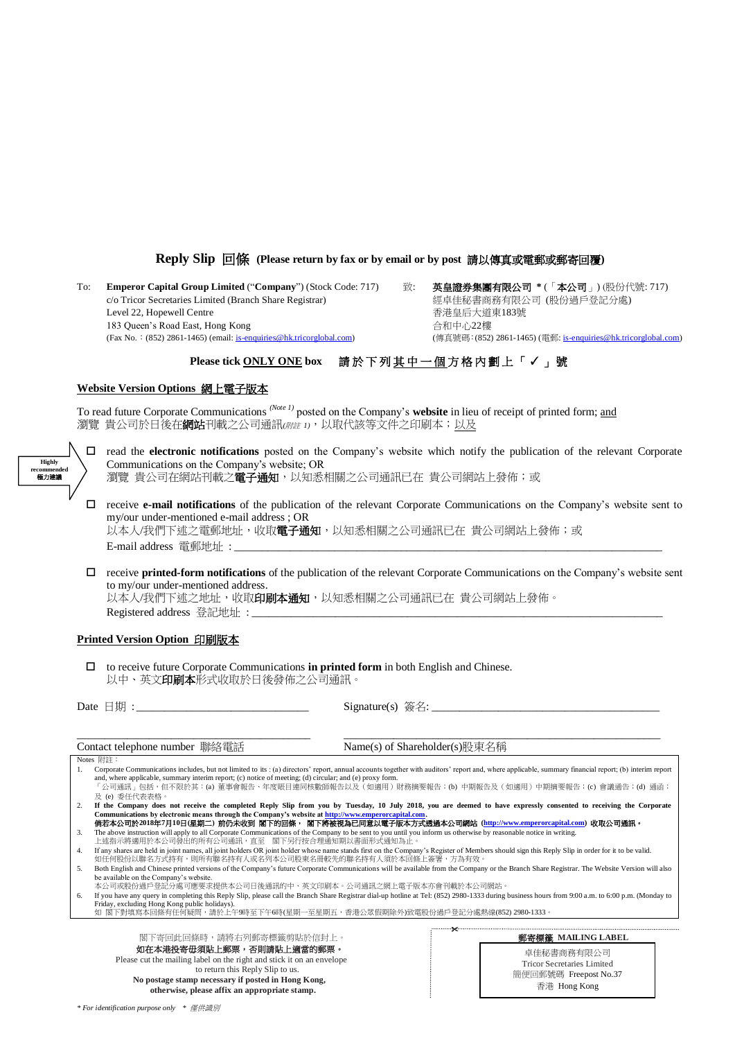## Reply Slip 回條 (Please return by fax or by email or by post 請以傳真或電郵或郵寄回覆)

To: **Emperor Capital Group Limited** ("**Company**") (Stock Code: 717)
c/o Tricor Secretaries Limited (Branch Share Registrar)
Level 22, Hopewell Centre
183 Queen's Road East, Hong Kong
(Fax No.：(852) 2861-1465) (email: is-enquiries@hk.tricorglobal.com)

致: **英皇證券集團有限公司** *(「**本公司**」) (股份代號: 717)
經卓佳秘書商務有限公司 (股份過戶登記分處)
香港皇后大道東183號
合和中心22樓
(傳真號碼: (852) 2861-1465) (電郵: is-enquiries@hk.tricorglobal.com)

**Please tick ONLY ONE box 請於下列其中一個方格內劃上「✓」號**

### Website Version Options 網上電子版本

To read future Corporate Communications (Note 1) posted on the Company's **website** in lieu of receipt of printed form; and
瀏覽 貴公司於日後在**網站**刊載之公司通訊(附註 1)，以取代該等文件之印刷本；以及

Highly recommended 極力建議

☐ read the **electronic notifications** posted on the Company's website which notify the publication of the relevant Corporate Communications on the Company's website; OR
瀏覽 貴公司在網站刊載之**電子通知**，以知悉相關之公司通訊已在 貴公司網站上發佈；或

☐ receive **e-mail notifications** of the publication of the relevant Corporate Communications on the Company's website sent to my/our under-mentioned e-mail address ; OR
以本人/我們下述之電郵地址，收取**電子通知**，以知悉相關之公司通訊已在 貴公司網站上發佈；或
E-mail address 電郵地址：\_\_\_\_\_\_\_\_\_\_\_\_\_\_\_\_\_\_\_\_\_\_\_\_\_\_\_\_\_\_\_\_\_\_\_\_\_\_\_\_

☐ receive **printed-form notifications** of the publication of the relevant Corporate Communications on the Company's website sent to my/our under-mentioned address.
以本人/我們下述之地址，收取**印刷本通知**，以知悉相關之公司通訊已在 貴公司網站上發佈。
Registered address 登記地址：\_\_\_\_\_\_\_\_\_\_\_\_\_\_\_\_\_\_\_\_\_\_\_\_\_\_\_\_\_\_\_\_\_\_\_\_\_\_\_\_

### Printed Version Option 印刷版本

☐ to receive future Corporate Communications **in printed form** in both English and Chinese.
以中、英文**印刷本**形式收取於日後發佈之公司通訊。

Date 日期：\_\_\_\_\_\_\_\_\_\_\_\_\_\_\_\_\_\_\_\_ Signature(s) 簽名: \_\_\_\_\_\_\_\_\_\_\_\_\_\_\_\_\_\_\_\_\_\_\_\_

\_\_\_\_\_\_\_\_\_\_\_\_\_\_\_\_\_\_\_\_ \_\_\_\_\_\_\_\_\_\_\_\_\_\_\_\_\_\_\_\_
Contact telephone number 聯絡電話 Name(s) of Shareholder(s)股東名稱

Notes 附註：

1. Corporate Communications includes, but not limited to its : (a) directors' report, annual accounts together with auditors' report and, where applicable, summary financial report; (b) interim report and, where applicable, summary interim report; (c) notice of meeting; (d) circular; and (e) proxy form.
「公司通訊」包括，但不限於其：(a) 董事會報告、年度賬目連同核數師報告以及（如適用）財務摘要報告；(b) 中期報告及（如適用）中期摘要報告；(c) 會議通告；(d) 通函；及 (e) 委任代表表格。
2. **If the Company does not receive the completed Reply Slip from you by Tuesday, 10 July 2018, you are deemed to have expressly consented to receiving the Corporate Communications by electronic means through the Company's website at http://www.emperorcapital.com.**
**倘若本公司於2018年7月10日(星期二) 前仍未收到 閣下的回條， 閣下將被視為已同意以電子版本方式透過本公司網站 (http://www.emperorcapital.com) 收取公司通訊。**
3. The above instruction will apply to all Corporate Communications of the Company to be sent to you until you inform us otherwise by reasonable notice in writing.
上述指示將適用於本公司發出的所有公司通訊，直至 閣下另行按合理通知期以書面形式通知為止。
4. If any shares are held in joint names, all joint holders OR joint holder whose name stands first on the Company's Register of Members should sign this Reply Slip in order for it to be valid.
如任何股份以聯名方式持有，則所有聯名持有人或名列本公司股東名冊較先的聯名持有人須於本回條上簽署，方為有效。
5. Both English and Chinese printed versions of the Company's future Corporate Communications will be available from the Company or the Branch Share Registrar. The Website Version will also be available on the Company's website.
本公司或股份過戶登記分處可應要求提供本公司日後通訊的中、英文印刷本。公司通訊之網上電子版本亦會刊載於本公司網站。
6. If you have any query in completing this Reply Slip, please call the Branch Share Registrar dial-up hotline at Tel: (852) 2980-1333 during business hours from 9:00 a.m. to 6:00 p.m. (Monday to Friday, excluding Hong Kong public holidays).
如 閣下對填寫本回條有任何疑問，請於上午9時至下午6時(星期一至星期五，香港公眾假期除外)致電股份過戶登記分處熱線(852) 2980-1333。

閣下寄回此回條時，請將右列郵寄標籤剪貼於信封上。
**如在本港投寄毋須貼上郵票，否則請貼上適當的郵票。**
Please cut the mailing label on the right and stick it on an envelope to return this Reply Slip to us.
**No postage stamp necessary if posted in Hong Kong, otherwise, please affix an appropriate stamp.**

**郵寄標籤 MAILING LABEL**
卓佳秘書商務有限公司
Tricor Secretaries Limited
簡便回郵號碼 Freepost No.37
香港 Hong Kong

*\* For identification purpose only \* 僅供識別*